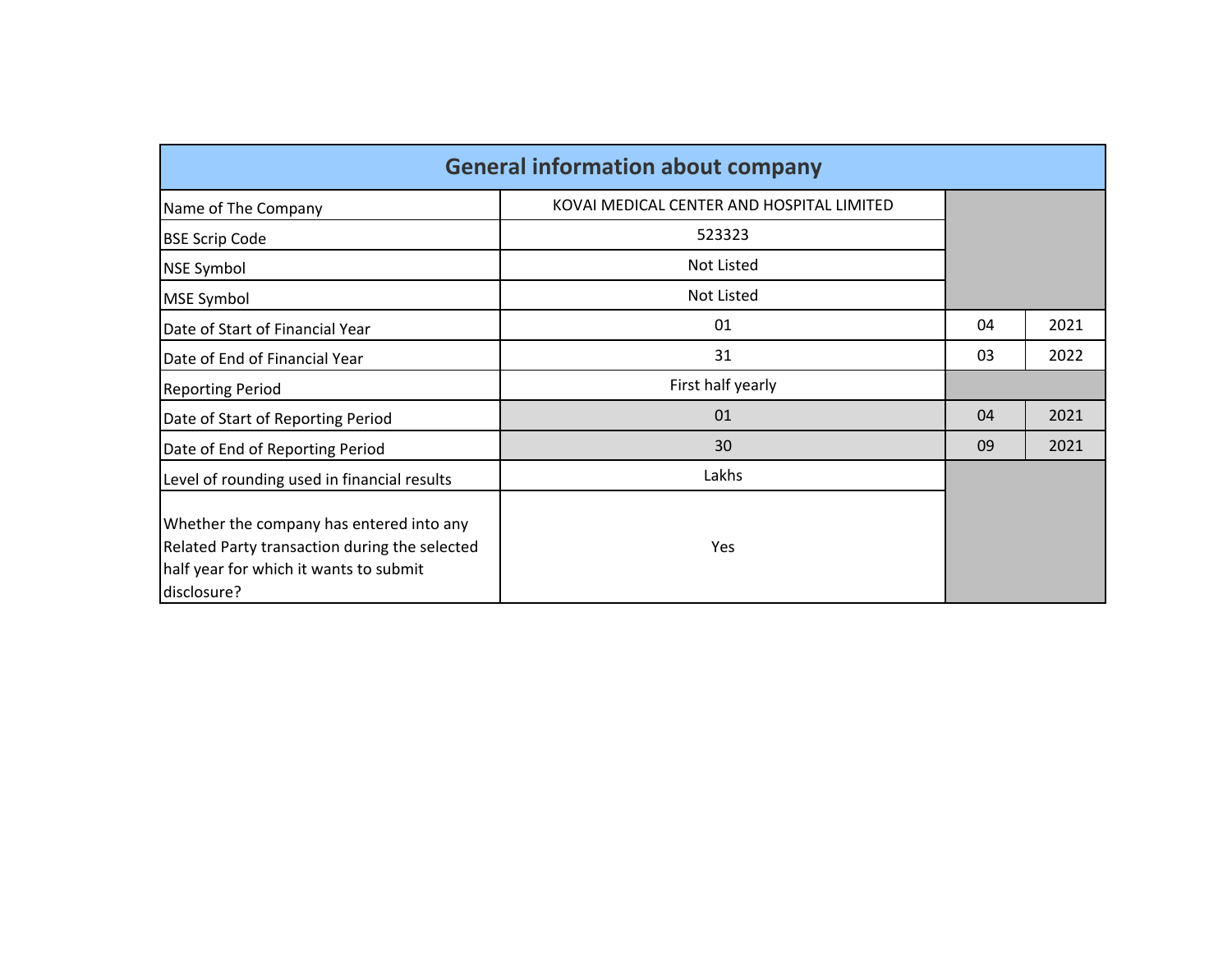| General information about company | | | |
|---|---|---|---|
| Name of The Company | KOVAI MEDICAL CENTER AND HOSPITAL LIMITED | | |
| BSE Scrip Code | 523323 | | |
| NSE Symbol | Not Listed | | |
| MSE Symbol | Not Listed | | |
| Date of Start of Financial Year | 01 | 04 | 2021 |
| Date of End of Financial Year | 31 | 03 | 2022 |
| Reporting Period | First half yearly | | |
| Date of Start of Reporting Period | 01 | 04 | 2021 |
| Date of End of Reporting Period | 30 | 09 | 2021 |
| Level of rounding used in financial results | Lakhs | | |
| Whether the company has entered into any Related Party transaction during the selected half year for which it wants to submit disclosure? | Yes | | |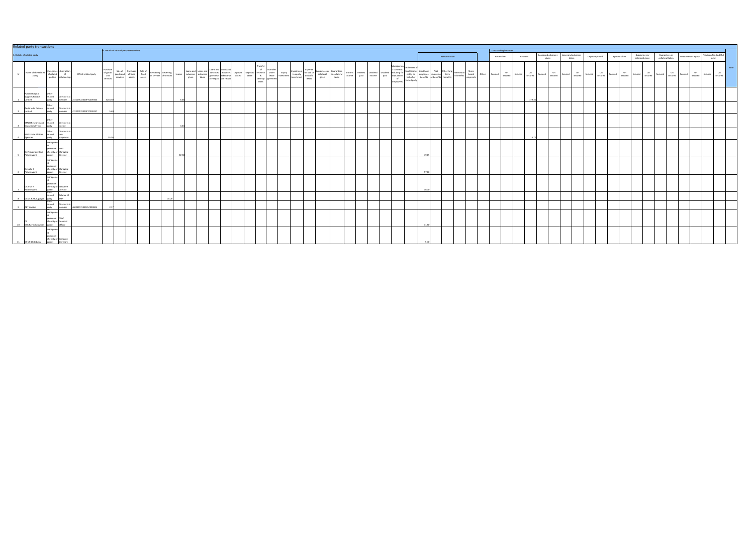## Related party transactions

| A. Details of related party | | | | | B. Details of related party transactions | | | | | | | | | | | | | | | | | | | | | | | | | | | | | | | | C. Outstanding balances | | | | | | | | | | | | | | | | | | | | |
|---|---|---|---|---|---|---|---|---|---|---|---|---|---|---|---|---|---|---|---|---|---|---|---|---|---|---|---|---|---|---|---|---|---|---|---|---|---|---|---|---|---|---|---|---|---|---|---|---|---|---|---|---|---|---|---|---|---|
| | | | | | | | | | | | | | | | | | | | | | | | | | | | | | | | Remuneration | | | | | | Receivables | | Payables | | Loans and advances given | | Loans and advances taken | | Deposits placed | | Deposits taken | | Guarantees or collateral given | | Guarantees or collateral taken | | Investment in equity | | Provision for doubtful debt | | |
| Sr | Name of the related party | Categories of related parties | description of relationship | CIN of related party | Purchase of goods and services | Sale of goods and services | Purchase of fixed assets | Sale of fixed assets | Rendering of services | Receiving of services | Leases | Loans and advances given | Loans and advances taken | Loans and advances given that are repaid | Loans and advances taken that are repaid | Deposits placed | Deposits taken | Transfer of research & development | Transfers under lease agreement | Equity investment | Impairment in equity investment | Expense for bad or doubtful debts | Guarantees or collateral given | Guarantees or collateral taken | Interest income | Interest paid | Dividend income | Dividend paid | Management contracts including for deputation of employees | Settlement of liabilities by entity on behalf of related party | Short term employee benefits | Post employment benefits | Other long term benefits | Termination benefits | Share based payments | Others | Secured | Un Secured | Secured | Un Secured | Secured | Un Secured | Secured | Un Secured | Secured | Un Secured | Secured | Un Secured | Secured | Un Secured | Secured | Un Secured | Secured | Un Secured | Secured | Un Secured | Note |
| 1 | Pusavi Hospital Supplies Private Limited | Other related party | Director is a member | U33119TZ2000PTC009416 | 3256.50 | | | | | | 6.46 | | | | | | | | | | | | | | | | | | | | | | | | | | | | | 179.56 | | | | | | | | | | | | | | | | | |
| 2 | Aasta India Private Limited | Other related party | Director is a member | U72200TZ2000PTC009237 | 5.40 | | | | | | | | | | | | | | | | | | | | | | | | | | | | | | | | | | | | | | | | | | | | | | | | | | | | |
| 3 | KMCH Research and Educational Trust | Other related party | Director is a trustee | | | | | | | | 3.54 | | | | | | | | | | | | | | | | | | | | | | | | | | | | | | | | | | | | | | | | | | | | | | |
| 4 | NGP Estate Motors Agencies | Other related party | Director is a sole proprietor | | 55.56 | | | | | | | | | | | | | | | | | | | | | | | | | | | | | | | | | | | 16.73 | | | | | | | | | | | | | | | | | |
| 5 | Dr Thavamani Devi Palaniswami | Key management personnel of entity or parent | Joint Managing Director | | | | | | | | 87.50 | | | | | | | | | | | | | | | | | | | | 39.05 | | | | | | | | | | | | | | | | | | | | | | | | | |
| 6 | Dr Nalla G Palaniswami | Key management personnel of entity or parent | Managing Director | | | | | | | | | | | | | | | | | | | | | | | | | | | | 57.00 | | | | | | | | | | | | | | | | | | | | | | | | | |
| 7 | Dr Arun N Palaniswami | Key management personnel of entity or parent | Executive Director | | | | | | | | | | | | | | | | | | | | | | | | | | | | 36.10 | | | | | | | | | | | | | | | | | | | | | | | | | |
| 8 | Dr.K.S.K.Murugaiyan | Other related party | Relative of KMP | | | | | | | 15.70 | | | | | | | | | | | | | | | | | | | | | | | | | | | | | | | | | | | | | | | | | | | | | | |
| 9 | ABT Limited | Other related party | Director is a member | U60231TZ1931PLC000006 | 2.17 | | | | | | | | | | | | | | | | | | | | | | | | | | | | | | | | | | | | | | | | | | | | | | | | | | | |
| 10 | CA M.K.Ravindrakumar | Key management personnel of entity or parent | Chief Financial Officer | | | | | | | | | | | | | | | | | | | | | | | | | | | | 31.50 | | | | | | | | | | | | | | | | | | | | | | | | | |
| 11 | CS S.P.Chithbabu | Key management personnel of entity or parent | Company Secretary | | | | | | | | | | | | | | | | | | | | | | | | | | | | 5.40 | | | | | | | | | | | | | | | | | | | | | | | | | |